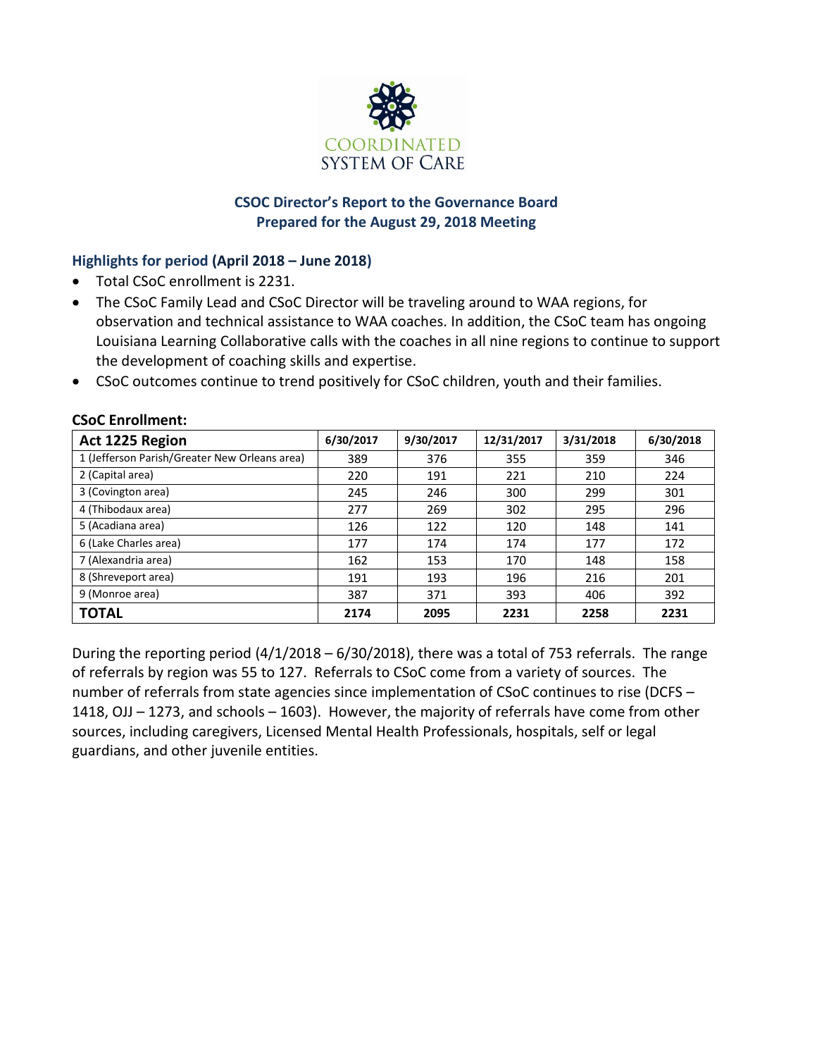COORDINATED SYSTEM OF CARE

## CSOC Director's Report to the Governance Board
## Prepared for the August 29, 2018 Meeting

### Highlights for period (April 2018 – June 2018)

- Total CSoC enrollment is 2231.
- The CSoC Family Lead and CSoC Director will be traveling around to WAA regions, for observation and technical assistance to WAA coaches. In addition, the CSoC team has ongoing Louisiana Learning Collaborative calls with the coaches in all nine regions to continue to support the development of coaching skills and expertise.
- CSoC outcomes continue to trend positively for CSoC children, youth and their families.

**CSoC Enrollment:**

| Act 1225 Region | 6/30/2017 | 9/30/2017 | 12/31/2017 | 3/31/2018 | 6/30/2018 |
|---|---|---|---|---|---|
| 1 (Jefferson Parish/Greater New Orleans area) | 389 | 376 | 355 | 359 | 346 |
| 2 (Capital area) | 220 | 191 | 221 | 210 | 224 |
| 3 (Covington area) | 245 | 246 | 300 | 299 | 301 |
| 4 (Thibodaux area) | 277 | 269 | 302 | 295 | 296 |
| 5 (Acadiana area) | 126 | 122 | 120 | 148 | 141 |
| 6 (Lake Charles area) | 177 | 174 | 174 | 177 | 172 |
| 7 (Alexandria area) | 162 | 153 | 170 | 148 | 158 |
| 8 (Shreveport area) | 191 | 193 | 196 | 216 | 201 |
| 9 (Monroe area) | 387 | 371 | 393 | 406 | 392 |
| **TOTAL** | **2174** | **2095** | **2231** | **2258** | **2231** |

During the reporting period (4/1/2018 – 6/30/2018), there was a total of 753 referrals. The range of referrals by region was 55 to 127. Referrals to CSoC come from a variety of sources. The number of referrals from state agencies since implementation of CSoC continues to rise (DCFS – 1418, OJJ – 1273, and schools – 1603). However, the majority of referrals have come from other sources, including caregivers, Licensed Mental Health Professionals, hospitals, self or legal guardians, and other juvenile entities.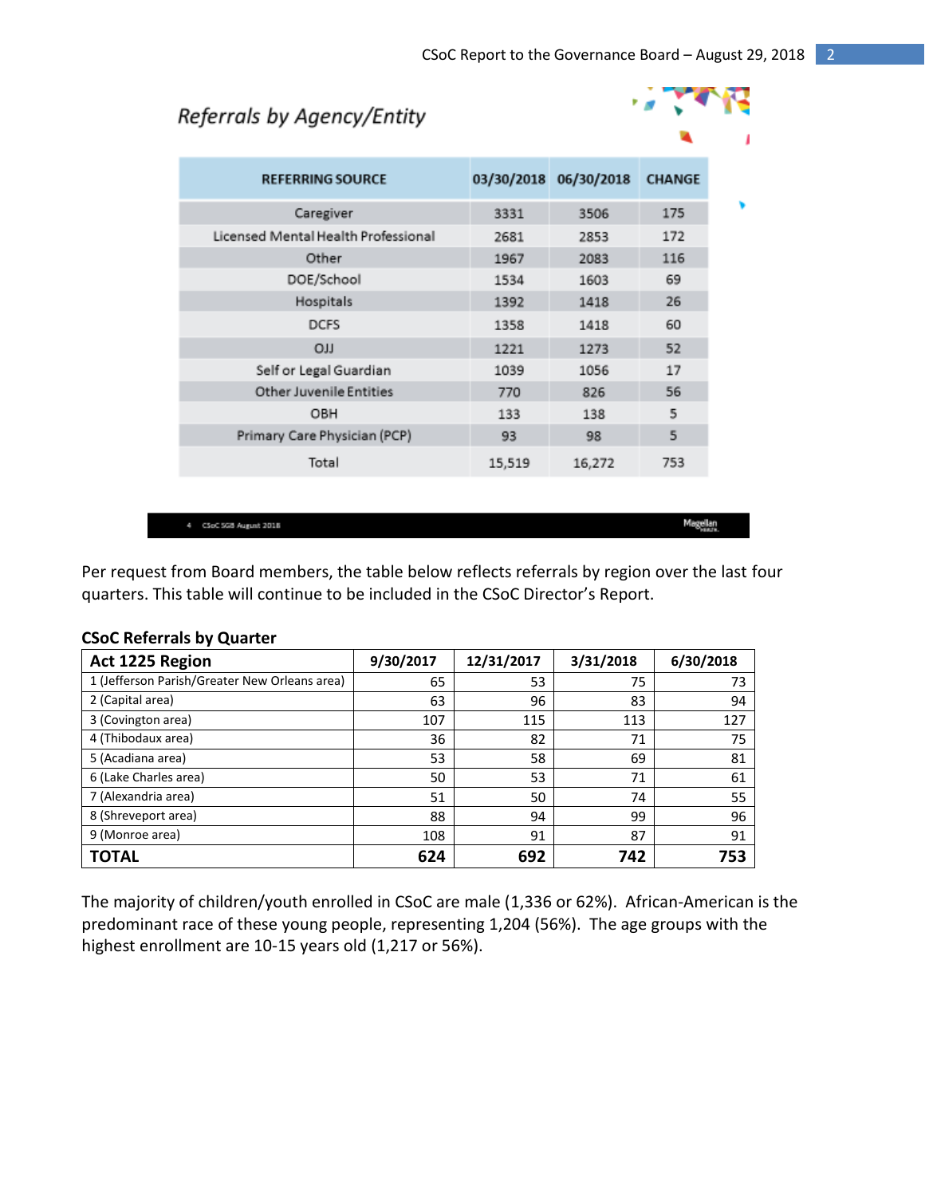## Referrals by Agency/Entity

| REFERRING SOURCE | 03/30/2018 | 06/30/2018 | CHANGE |
|---|---|---|---|
| Caregiver | 3331 | 3506 | 175 |
| Licensed Mental Health Professional | 2681 | 2853 | 172 |
| Other | 1967 | 2083 | 116 |
| DOE/School | 1534 | 1603 | 69 |
| Hospitals | 1392 | 1418 | 26 |
| DCFS | 1358 | 1418 | 60 |
| OJJ | 1221 | 1273 | 52 |
| Self or Legal Guardian | 1039 | 1056 | 17 |
| Other Juvenile Entities | 770 | 826 | 56 |
| OBH | 133 | 138 | 5 |
| Primary Care Physician (PCP) | 93 | 98 | 5 |
| Total | 15,519 | 16,272 | 753 |

Per request from Board members, the table below reflects referrals by region over the last four quarters. This table will continue to be included in the CSoC Director's Report.

**CSoC Referrals by Quarter**

| Act 1225 Region | 9/30/2017 | 12/31/2017 | 3/31/2018 | 6/30/2018 |
|---|---|---|---|---|
| 1 (Jefferson Parish/Greater New Orleans area) | 65 | 53 | 75 | 73 |
| 2 (Capital area) | 63 | 96 | 83 | 94 |
| 3 (Covington area) | 107 | 115 | 113 | 127 |
| 4 (Thibodaux area) | 36 | 82 | 71 | 75 |
| 5 (Acadiana area) | 53 | 58 | 69 | 81 |
| 6 (Lake Charles area) | 50 | 53 | 71 | 61 |
| 7 (Alexandria area) | 51 | 50 | 74 | 55 |
| 8 (Shreveport area) | 88 | 94 | 99 | 96 |
| 9 (Monroe area) | 108 | 91 | 87 | 91 |
| **TOTAL** | **624** | **692** | **742** | **753** |

The majority of children/youth enrolled in CSoC are male (1,336 or 62%). African-American is the predominant race of these young people, representing 1,204 (56%). The age groups with the highest enrollment are 10-15 years old (1,217 or 56%).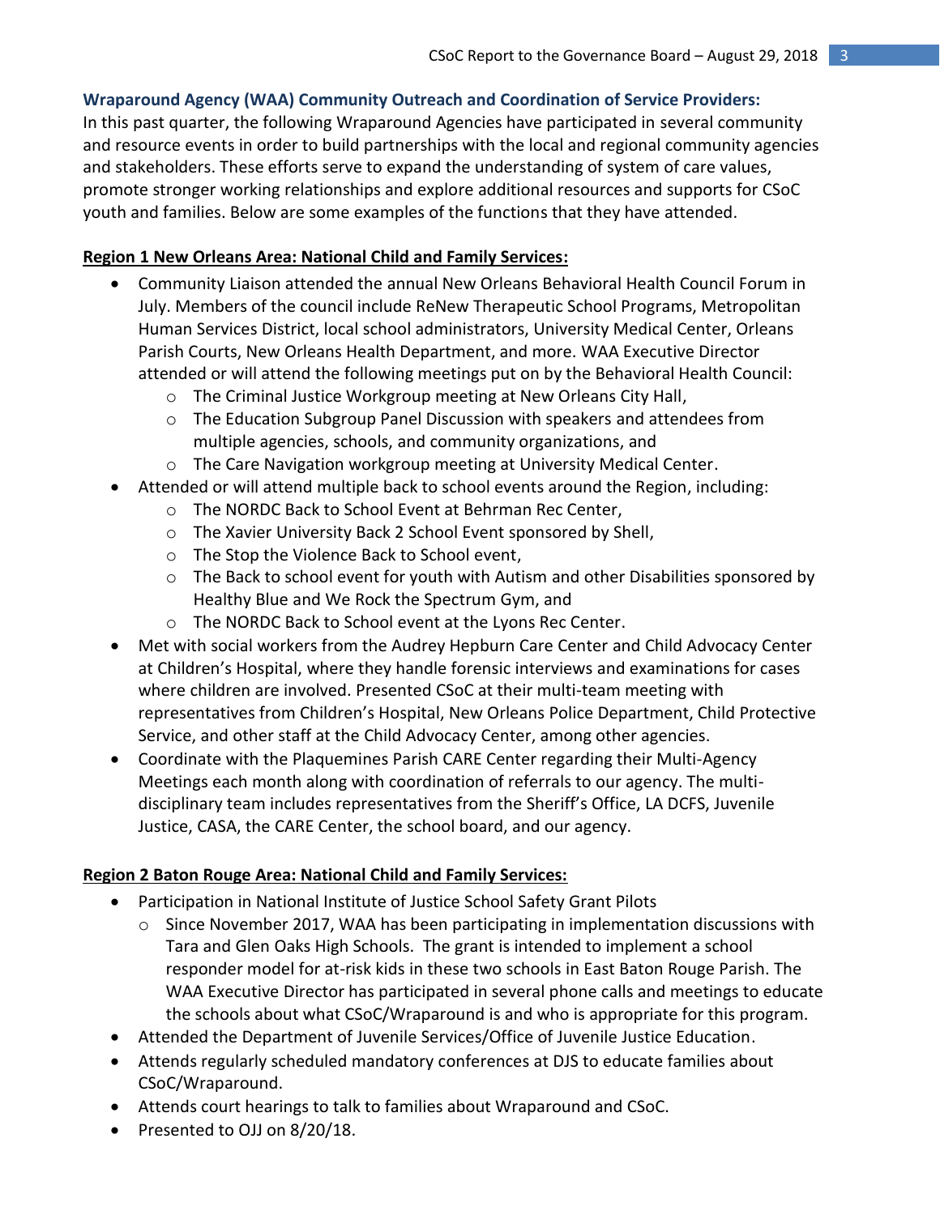**Wraparound Agency (WAA) Community Outreach and Coordination of Service Providers:**

In this past quarter, the following Wraparound Agencies have participated in several community and resource events in order to build partnerships with the local and regional community agencies and stakeholders. These efforts serve to expand the understanding of system of care values, promote stronger working relationships and explore additional resources and supports for CSoC youth and families. Below are some examples of the functions that they have attended.

**Region 1 New Orleans Area: National Child and Family Services:**

- Community Liaison attended the annual New Orleans Behavioral Health Council Forum in July. Members of the council include ReNew Therapeutic School Programs, Metropolitan Human Services District, local school administrators, University Medical Center, Orleans Parish Courts, New Orleans Health Department, and more. WAA Executive Director attended or will attend the following meetings put on by the Behavioral Health Council:
    - The Criminal Justice Workgroup meeting at New Orleans City Hall,
    - The Education Subgroup Panel Discussion with speakers and attendees from multiple agencies, schools, and community organizations, and
    - The Care Navigation workgroup meeting at University Medical Center.
- Attended or will attend multiple back to school events around the Region, including:
    - The NORDC Back to School Event at Behrman Rec Center,
    - The Xavier University Back 2 School Event sponsored by Shell,
    - The Stop the Violence Back to School event,
    - The Back to school event for youth with Autism and other Disabilities sponsored by Healthy Blue and We Rock the Spectrum Gym, and
    - The NORDC Back to School event at the Lyons Rec Center.
- Met with social workers from the Audrey Hepburn Care Center and Child Advocacy Center at Children's Hospital, where they handle forensic interviews and examinations for cases where children are involved. Presented CSoC at their multi-team meeting with representatives from Children's Hospital, New Orleans Police Department, Child Protective Service, and other staff at the Child Advocacy Center, among other agencies.
- Coordinate with the Plaquemines Parish CARE Center regarding their Multi-Agency Meetings each month along with coordination of referrals to our agency. The multi-disciplinary team includes representatives from the Sheriff's Office, LA DCFS, Juvenile Justice, CASA, the CARE Center, the school board, and our agency.

**Region 2 Baton Rouge Area: National Child and Family Services:**

- Participation in National Institute of Justice School Safety Grant Pilots
    - Since November 2017, WAA has been participating in implementation discussions with Tara and Glen Oaks High Schools. The grant is intended to implement a school responder model for at-risk kids in these two schools in East Baton Rouge Parish. The WAA Executive Director has participated in several phone calls and meetings to educate the schools about what CSoC/Wraparound is and who is appropriate for this program.
- Attended the Department of Juvenile Services/Office of Juvenile Justice Education.
- Attends regularly scheduled mandatory conferences at DJS to educate families about CSoC/Wraparound.
- Attends court hearings to talk to families about Wraparound and CSoC.
- Presented to OJJ on 8/20/18.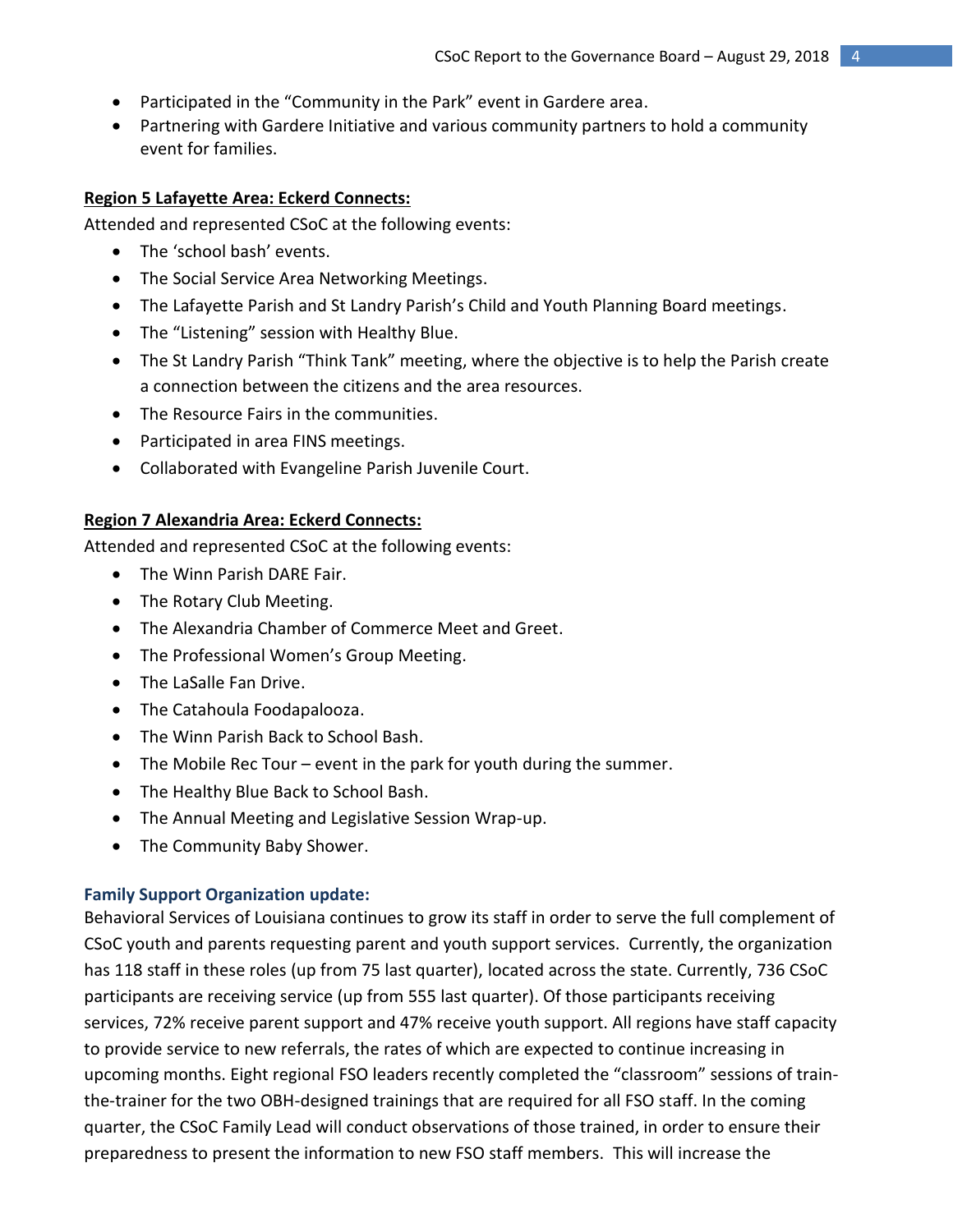- Participated in the "Community in the Park" event in Gardere area.
- Partnering with Gardere Initiative and various community partners to hold a community event for families.

**Region 5 Lafayette Area: Eckerd Connects:**

Attended and represented CSoC at the following events:

- The 'school bash' events.
- The Social Service Area Networking Meetings.
- The Lafayette Parish and St Landry Parish's Child and Youth Planning Board meetings.
- The "Listening" session with Healthy Blue.
- The St Landry Parish "Think Tank" meeting, where the objective is to help the Parish create a connection between the citizens and the area resources.
- The Resource Fairs in the communities.
- Participated in area FINS meetings.
- Collaborated with Evangeline Parish Juvenile Court.

**Region 7 Alexandria Area: Eckerd Connects:**

Attended and represented CSoC at the following events:

- The Winn Parish DARE Fair.
- The Rotary Club Meeting.
- The Alexandria Chamber of Commerce Meet and Greet.
- The Professional Women's Group Meeting.
- The LaSalle Fan Drive.
- The Catahoula Foodapalooza.
- The Winn Parish Back to School Bash.
- The Mobile Rec Tour – event in the park for youth during the summer.
- The Healthy Blue Back to School Bash.
- The Annual Meeting and Legislative Session Wrap-up.
- The Community Baby Shower.

**Family Support Organization update:**

Behavioral Services of Louisiana continues to grow its staff in order to serve the full complement of CSoC youth and parents requesting parent and youth support services. Currently, the organization has 118 staff in these roles (up from 75 last quarter), located across the state. Currently, 736 CSoC participants are receiving service (up from 555 last quarter). Of those participants receiving services, 72% receive parent support and 47% receive youth support. All regions have staff capacity to provide service to new referrals, the rates of which are expected to continue increasing in upcoming months. Eight regional FSO leaders recently completed the "classroom" sessions of train-the-trainer for the two OBH-designed trainings that are required for all FSO staff. In the coming quarter, the CSoC Family Lead will conduct observations of those trained, in order to ensure their preparedness to present the information to new FSO staff members. This will increase the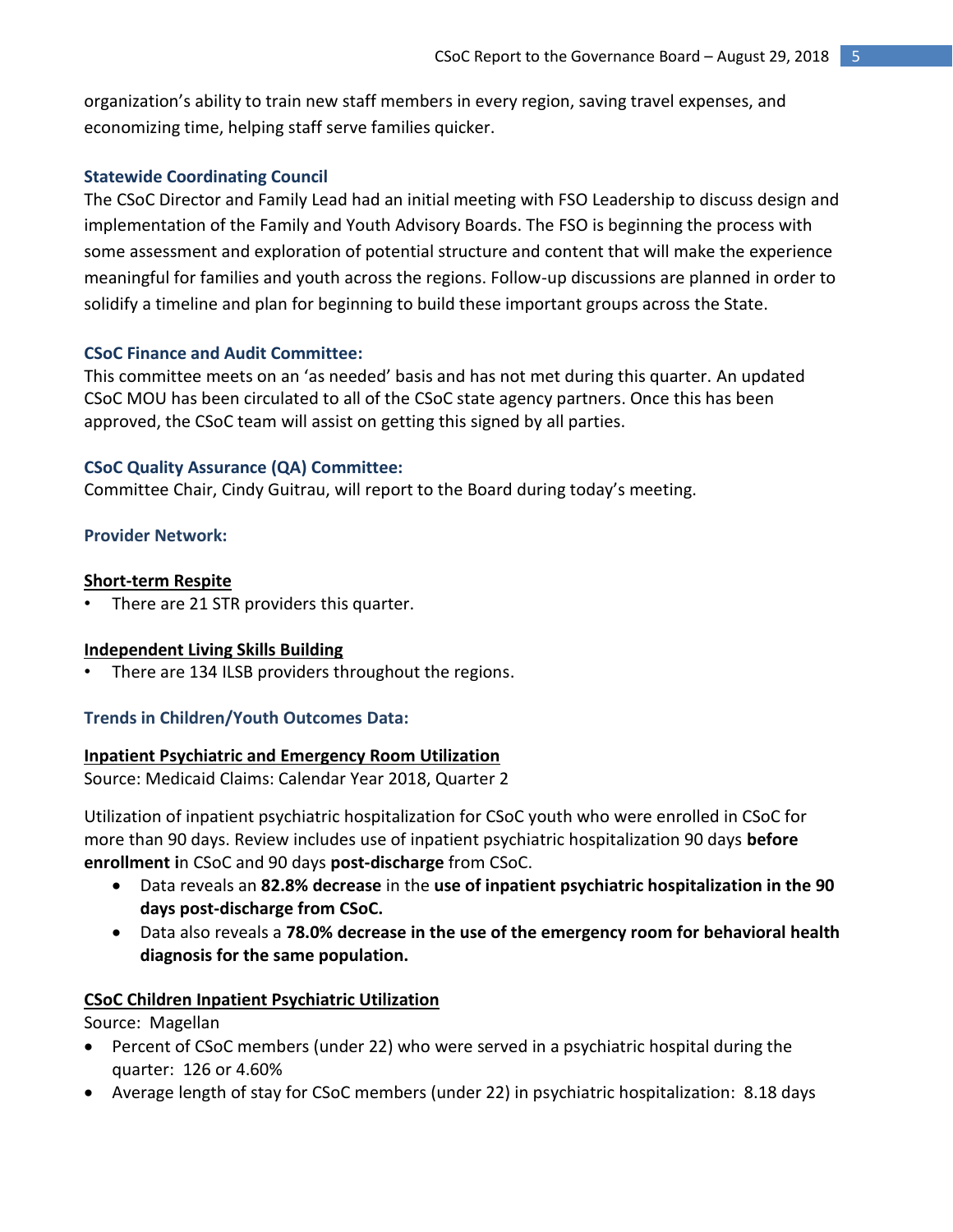organization's ability to train new staff members in every region, saving travel expenses, and economizing time, helping staff serve families quicker.

### Statewide Coordinating Council

The CSoC Director and Family Lead had an initial meeting with FSO Leadership to discuss design and implementation of the Family and Youth Advisory Boards. The FSO is beginning the process with some assessment and exploration of potential structure and content that will make the experience meaningful for families and youth across the regions. Follow-up discussions are planned in order to solidify a timeline and plan for beginning to build these important groups across the State.

### CSoC Finance and Audit Committee:

This committee meets on an 'as needed' basis and has not met during this quarter. An updated CSoC MOU has been circulated to all of the CSoC state agency partners. Once this has been approved, the CSoC team will assist on getting this signed by all parties.

### CSoC Quality Assurance (QA) Committee:

Committee Chair, Cindy Guitrau, will report to the Board during today's meeting.

### Provider Network:

**Short-term Respite**

- There are 21 STR providers this quarter.

**Independent Living Skills Building**

- There are 134 ILSB providers throughout the regions.

### Trends in Children/Youth Outcomes Data:

**Inpatient Psychiatric and Emergency Room Utilization**

Source: Medicaid Claims: Calendar Year 2018, Quarter 2

Utilization of inpatient psychiatric hospitalization for CSoC youth who were enrolled in CSoC for more than 90 days. Review includes use of inpatient psychiatric hospitalization 90 days **before enrollment i**n CSoC and 90 days **post-discharge** from CSoC.

- Data reveals an **82.8% decrease** in the **use of inpatient psychiatric hospitalization in the 90 days post-discharge from CSoC.**
- Data also reveals a **78.0% decrease in the use of the emergency room for behavioral health diagnosis for the same population.**

**CSoC Children Inpatient Psychiatric Utilization**

Source: Magellan

- Percent of CSoC members (under 22) who were served in a psychiatric hospital during the quarter: 126 or 4.60%
- Average length of stay for CSoC members (under 22) in psychiatric hospitalization: 8.18 days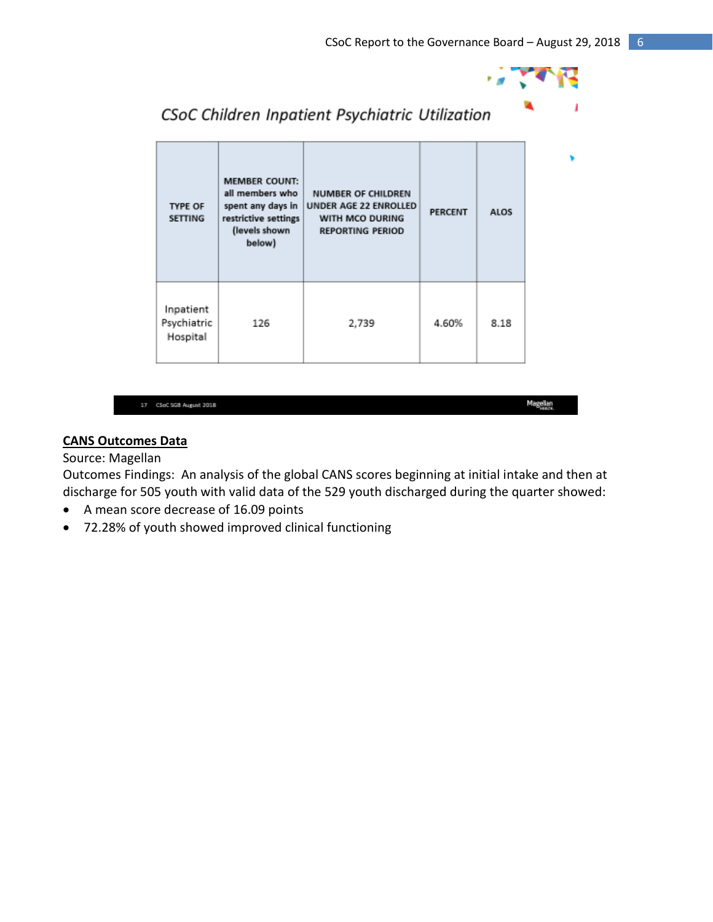## CSoC Children Inpatient Psychiatric Utilization

| TYPE OF SETTING | MEMBER COUNT: all members who spent any days in restrictive settings (levels shown below) | NUMBER OF CHILDREN UNDER AGE 22 ENROLLED WITH MCO DURING REPORTING PERIOD | PERCENT | ALOS |
|---|---|---|---|---|
| Inpatient Psychiatric Hospital | 126 | 2,739 | 4.60% | 8.18 |

17 CSoC SGB August 2018

**CANS Outcomes Data**

Source: Magellan

Outcomes Findings: An analysis of the global CANS scores beginning at initial intake and then at discharge for 505 youth with valid data of the 529 youth discharged during the quarter showed:

- A mean score decrease of 16.09 points
- 72.28% of youth showed improved clinical functioning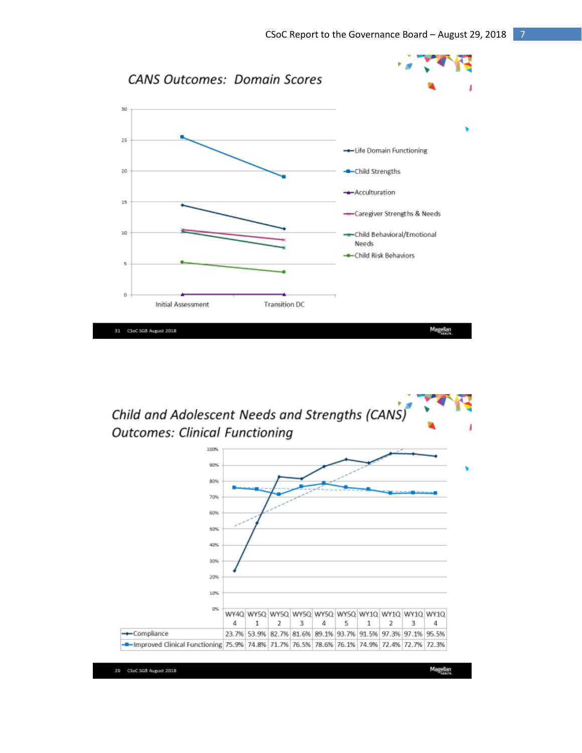## CANS Outcomes: Domain Scores

- Life Domain Functioning
- Child Strengths
- Acculturation
- Caregiver Strengths & Needs
- Child Behavioral/Emotional Needs
- Child Risk Behaviors

Initial Assessment | Transition DC

## Child and Adolescent Needs and Strengths (CANS) Outcomes: Clinical Functioning

| | WY4Q 4 | WY5Q 1 | WY5Q 2 | WY5Q 3 | WY5Q 4 | WY5Q 5 | WY1Q 1 | WY1Q 2 | WY1Q 3 | WY1Q 4 |
|---|---|---|---|---|---|---|---|---|---|---|
| Compliance | 23.7% | 53.9% | 82.7% | 81.6% | 89.1% | 93.7% | 91.5% | 97.3% | 97.1% | 95.5% |
| Improved Clinical Functioning | 75.9% | 74.8% | 71.7% | 76.5% | 78.6% | 76.1% | 74.9% | 72.4% | 72.7% | 72.3% |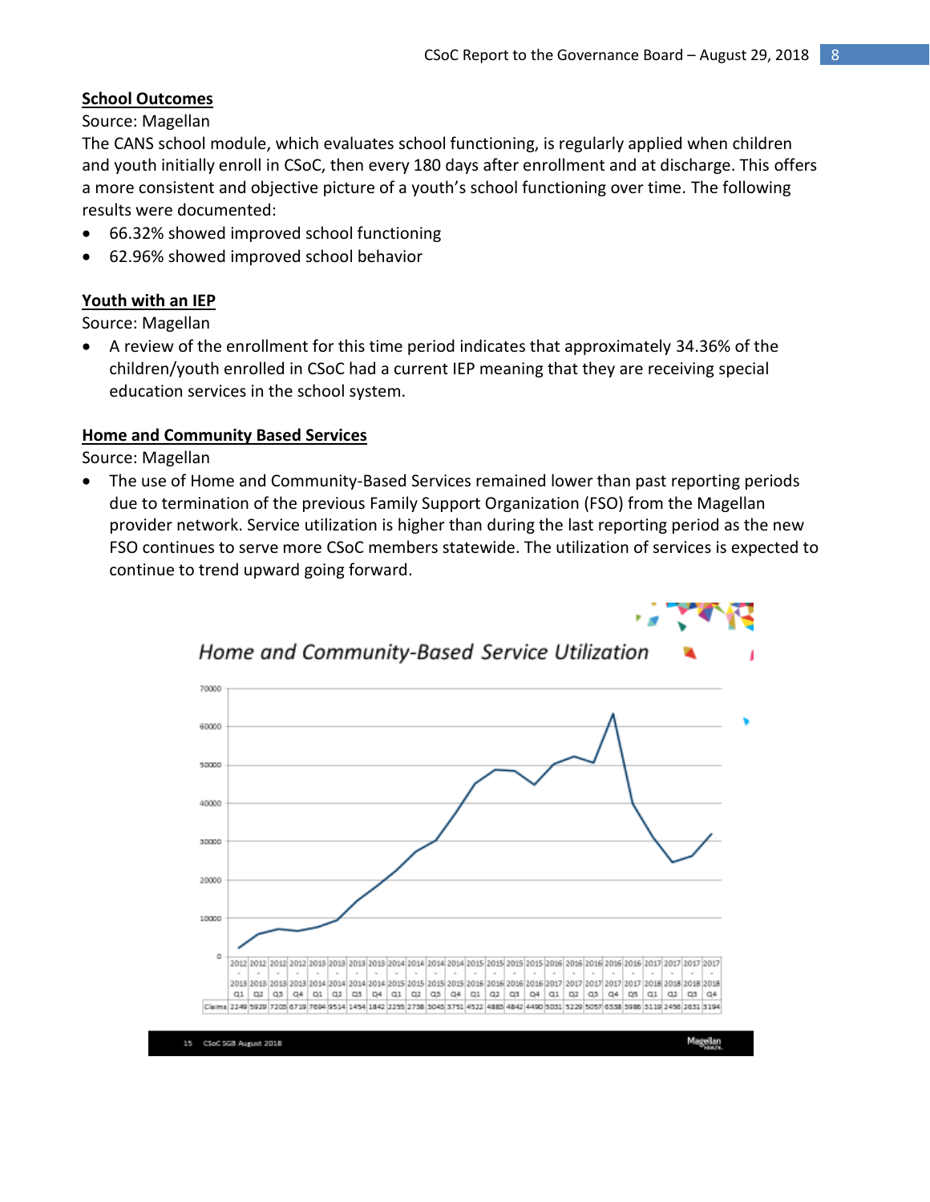### School Outcomes

Source: Magellan

The CANS school module, which evaluates school functioning, is regularly applied when children and youth initially enroll in CSoC, then every 180 days after enrollment and at discharge. This offers a more consistent and objective picture of a youth's school functioning over time. The following results were documented:

- 66.32% showed improved school functioning
- 62.96% showed improved school behavior

### Youth with an IEP

Source: Magellan

- A review of the enrollment for this time period indicates that approximately 34.36% of the children/youth enrolled in CSoC had a current IEP meaning that they are receiving special education services in the school system.

### Home and Community Based Services

Source: Magellan

- The use of Home and Community-Based Services remained lower than past reporting periods due to termination of the previous Family Support Organization (FSO) from the Magellan provider network. Service utilization is higher than during the last reporting period as the new FSO continues to serve more CSoC members statewide. The utilization of services is expected to continue to trend upward going forward.

*Home and Community-Based Service Utilization*

| Period | Claims |
|---|---|
| 2012-2013 Q1 | 2249 |
| 2012-2013 Q2 | 5929 |
| 2012-2013 Q3 | 7208 |
| 2012-2013 Q4 | 6719 |
| 2013-2014 Q1 | 7694 |
| 2013-2014 Q2 | 9514 |
| 2013-2014 Q3 | 1454 |
| 2013-2014 Q4 | 1842 |
| 2014-2015 Q1 | 2255 |
| 2014-2015 Q2 | 2758 |
| 2014-2015 Q3 | 3045 |
| 2014-2015 Q4 | 3751 |
| 2015-2016 Q1 | 4522 |
| 2015-2016 Q2 | 4883 |
| 2015-2016 Q3 | 4842 |
| 2015-2016 Q4 | 4490 |
| 2016-2017 Q1 | 5031 |
| 2016-2017 Q2 | 5229 |
| 2016-2017 Q3 | 5057 |
| 2016-2017 Q4 | 6338 |
| 2016-2017 Q5 | 5986 |
| 2017-2018 Q1 | 3119 |
| 2017-2018 Q2 | 2456 |
| 2017-2018 Q3 | 2651 |
| 2017-2018 Q4 | 3194 |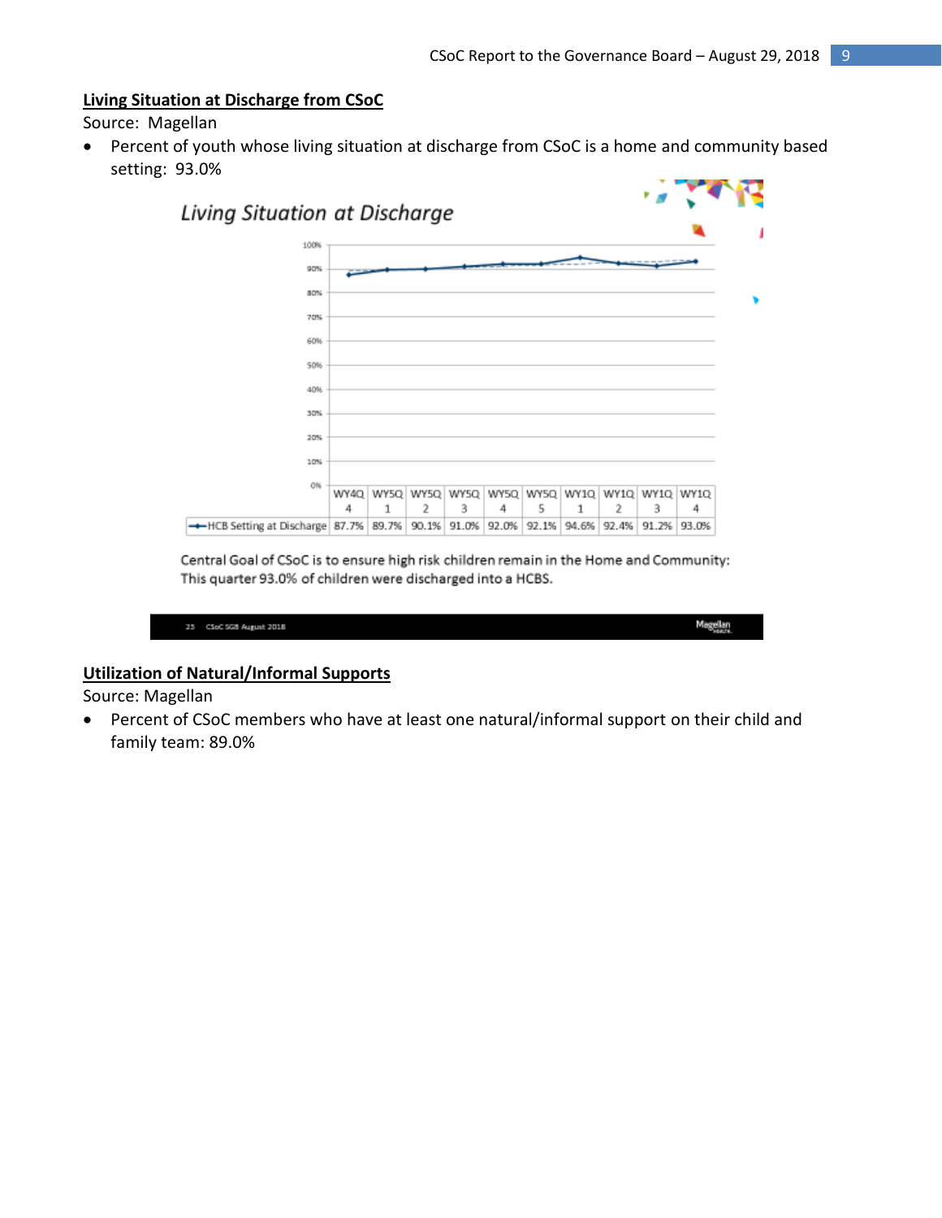**Living Situation at Discharge from CSoC**

Source: Magellan

- Percent of youth whose living situation at discharge from CSoC is a home and community based setting: 93.0%

*Living Situation at Discharge*

| | WY4Q 4 | WY5Q 1 | WY5Q 2 | WY5Q 3 | WY5Q 4 | WY5Q 5 | WY1Q 1 | WY1Q 2 | WY1Q 3 | WY1Q 4 |
|---|---|---|---|---|---|---|---|---|---|---|
| HCB Setting at Discharge | 87.7% | 89.7% | 90.1% | 91.0% | 92.0% | 92.1% | 94.6% | 92.4% | 91.2% | 93.0% |

Central Goal of CSoC is to ensure high risk children remain in the Home and Community: This quarter 93.0% of children were discharged into a HCBS.

**Utilization of Natural/Informal Supports**

Source: Magellan

- Percent of CSoC members who have at least one natural/informal support on their child and family team: 89.0%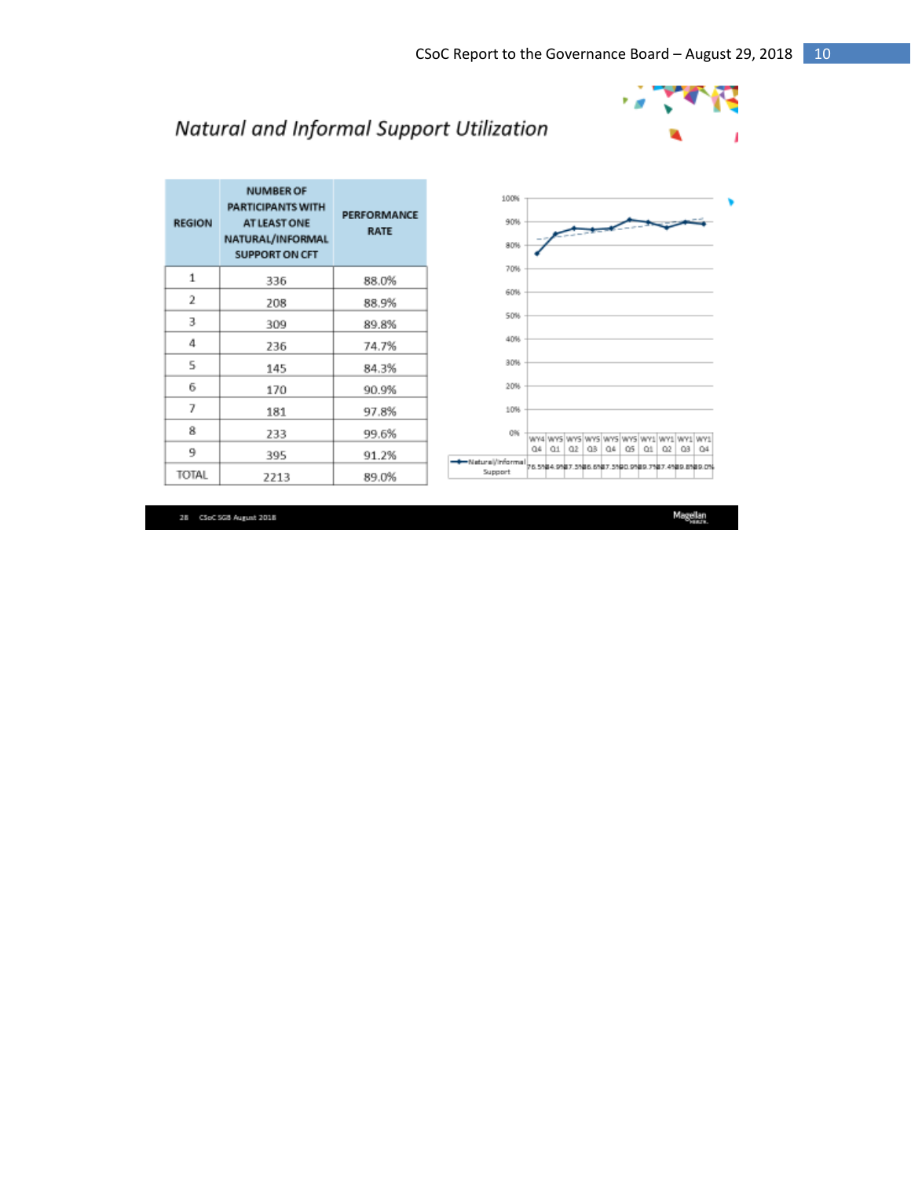## Natural and Informal Support Utilization

| REGION | NUMBER OF PARTICIPANTS WITH AT LEAST ONE NATURAL/INFORMAL SUPPORT ON CFT | PERFORMANCE RATE |
|---|---|---|
| 1 | 336 | 88.0% |
| 2 | 208 | 88.9% |
| 3 | 309 | 89.8% |
| 4 | 236 | 74.7% |
| 5 | 145 | 84.3% |
| 6 | 170 | 90.9% |
| 7 | 181 | 97.8% |
| 8 | 233 | 99.6% |
| 9 | 395 | 91.2% |
| TOTAL | 2213 | 89.0% |

100%
90%
80%
70%
60%
50%
40%
30%
20%
10%
0%

WY4 Q4 | WY5 Q1 | WY5 Q2 | WY5 Q3 | WY5 Q4 | WY5 Q5 | WY1 Q1 | WY1 Q2 | WY1 Q3 | WY1 Q4

Natural/Informal Support: 76.5% 84.9% 87.5% 86.6% 87.5% 90.9% 89.7% 87.4% 89.8% 89.0%

28 CSoC SGB August 2018

Magellan